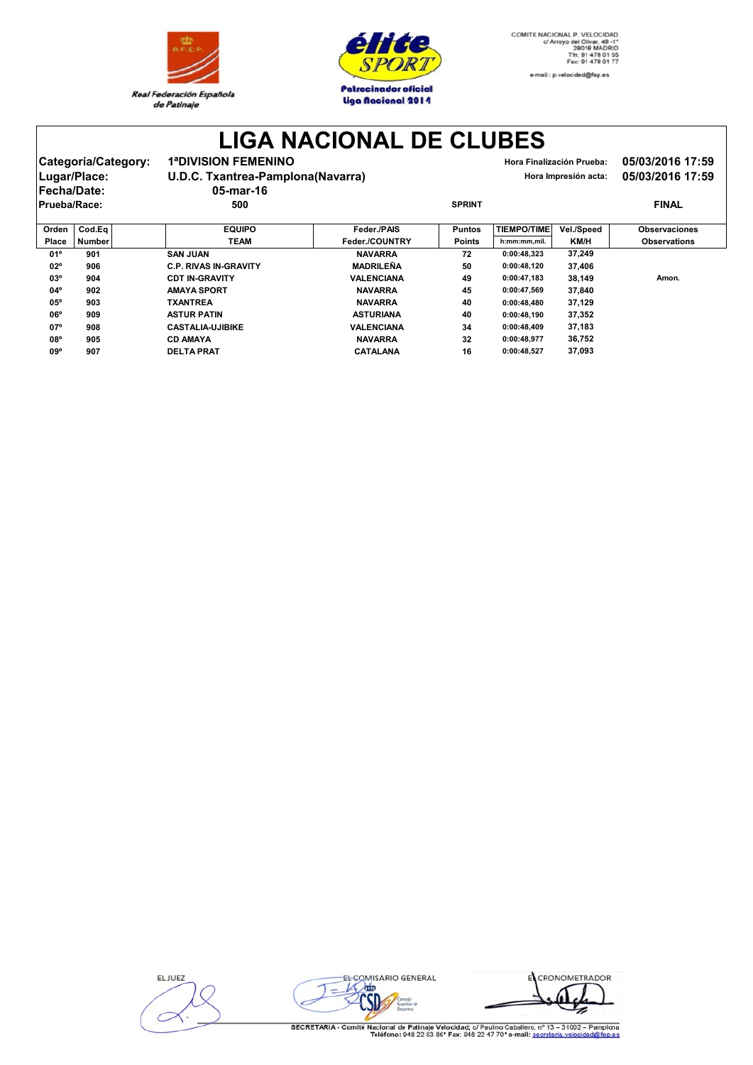Real Federación Española de Patinaje

Patrocinador oficial Liga Nacional 2014

COMITE NACIONAL P. VELOCIDAD
c/ Arroyo del Olivar, 49 -1º
28018 MADRID
Tfn: 91 478 01 55
Fax: 91 478 01 77
e-mail: p.velocidad@fep.es

# LIGA NACIONAL DE CLUBES

**Categoría/Category:** 1ªDIVISION FEMENINO
**Lugar/Place:** U.D.C. Txantrea-Pamplona(Navarra)
**Fecha/Date:** 05-mar-16
**Prueba/Race:** 500 SPRINT FINAL

Hora Finalización Prueba: 05/03/2016 17:59
Hora Impresión acta: 05/03/2016 17:59

| Orden Place | Cod.Eq Number | EQUIPO TEAM | Feder./PAIS Feder./COUNTRY | Puntos Points | TIEMPO/TIME h:mm:mm,mil. | Vel./Speed KM/H | Observaciones Observations |
|---|---|---|---|---|---|---|---|
| 01º | 901 | SAN JUAN | NAVARRA | 72 | 0:00:48,323 | 37,249 | |
| 02º | 906 | C.P. RIVAS IN-GRAVITY | MADRILEÑA | 50 | 0:00:48,120 | 37,406 | |
| 03º | 904 | CDT IN-GRAVITY | VALENCIANA | 49 | 0:00:47,183 | 38,149 | Amon. |
| 04º | 902 | AMAYA SPORT | NAVARRA | 45 | 0:00:47,569 | 37,840 | |
| 05º | 903 | TXANTREA | NAVARRA | 40 | 0:00:48,480 | 37,129 | |
| 06º | 909 | ASTUR PATIN | ASTURIANA | 40 | 0:00:48,190 | 37,352 | |
| 07º | 908 | CASTALIA-UJIBIKE | VALENCIANA | 34 | 0:00:48,409 | 37,183 | |
| 08º | 905 | CD AMAYA | NAVARRA | 32 | 0:00:48,977 | 36,752 | |
| 09º | 907 | DELTA PRAT | CATALANA | 16 | 0:00:48,527 | 37,093 | |

EL JUEZ | EL COMISARIO GENERAL | EL CRONOMETRADOR

SECRETARIA - Comité Nacional de Patinaje Velocidad; c/ Paulino Caballero, nº 13 – 31002 – Pamplona
Teléfono: 948 22 63 86\* Fax: 948 22 47 70\* e-mail: secretaria.velocidad@fep.es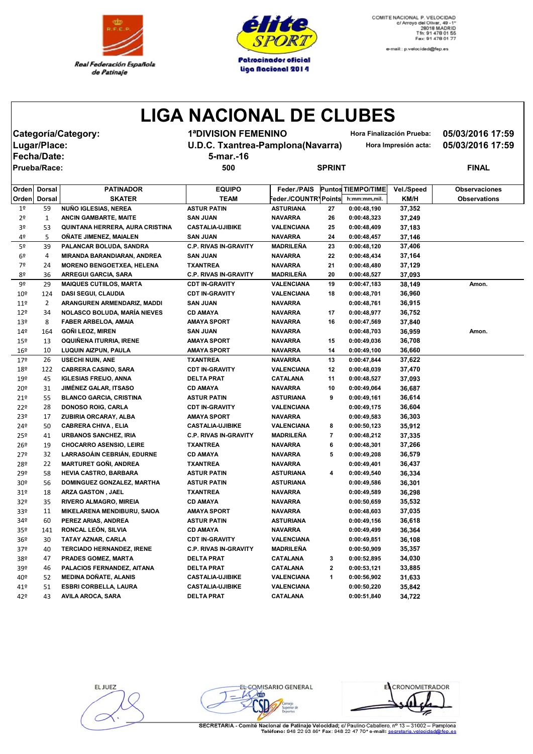Real Federación Española de Patinaje

élite SPORT — Patrocinador oficial Liga Nacional 2014

COMITE NACIONAL P. VELOCIDAD
c/ Arroyo del Olivar, 49 - 1º
28018 MADRID
Tfn: 91 478 01 55
Fax: 91 478 01 77
e-mail:: p.velocidad@fep.es

# LIGA NACIONAL DE CLUBES

| | | | |
|---|---|---|---|
| **Categoría/Category:** | **1ªDIVISION FEMENINO** | **Hora Finalización Prueba:** | **05/03/2016 17:59** |
| **Lugar/Place:** | **U.D.C. Txantrea-Pamplona(Navarra)** | **Hora Impresión acta:** | **05/03/2016 17:59** |
| **Fecha/Date:** | **5-mar.-16** | | |
| **Prueba/Race:** | **500** | **SPRINT** | **FINAL** |

| Orden / Orden | Dorsal / Dorsal | PATINADOR / SKATER | EQUIPO / TEAM | Feder./PAIS / Feder./COUNTRY | Puntos / Points | TIEMPO/TIME / h:mm:mm,mil. | Vel./Speed / KM/H | Observaciones / Observations |
|---|---|---|---|---|---|---|---|---|
| 1º | 59 | NUÑO IGLESIAS, NEREA | ASTUR PATIN | ASTURIANA | 27 | 0:00:48,190 | 37,352 | |
| 2º | 1 | ANCIN GAMBARTE, MAITE | SAN JUAN | NAVARRA | 26 | 0:00:48,323 | 37,249 | |
| 3º | 53 | QUINTANA HERRERA, AURA CRISTINA | CASTALIA-UJIBIKE | VALENCIANA | 25 | 0:00:48,409 | 37,183 | |
| 4º | 5 | OÑATE JIMENEZ, MAIALEN | SAN JUAN | NAVARRA | 24 | 0:00:48,457 | 37,146 | |
| 5º | 39 | PALANCAR BOLUDA, SANDRA | C.P. RIVAS IN-GRAVITY | MADRILEÑA | 23 | 0:00:48,120 | 37,406 | |
| 6º | 4 | MIRANDA BARANDIARAN, ANDREA | SAN JUAN | NAVARRA | 22 | 0:00:48,434 | 37,164 | |
| 7º | 24 | MORENO BENGOETXEA, HELENA | TXANTREA | NAVARRA | 21 | 0:00:48,480 | 37,129 | |
| 8º | 36 | ARREGUI GARCIA, SARA | C.P. RIVAS IN-GRAVITY | MADRILEÑA | 20 | 0:00:48,527 | 37,093 | |
| 9º | 29 | MAIQUES CUTIILOS, MARTA | CDT IN-GRAVITY | VALENCIANA | 19 | 0:00:47,183 | 38,149 | Amon. |
| 10º | 124 | DASI SEGUI, CLAUDIA | CDT IN-GRAVITY | VALENCIANA | 18 | 0:00:48,701 | 36,960 | |
| 11º | 2 | ARANGUREN ARMENDARIZ, MADDI | SAN JUAN | NAVARRA | | 0:00:48,761 | 36,915 | |
| 12º | 34 | NOLASCO BOLUDA, MARÍA NIEVES | CD AMAYA | NAVARRA | 17 | 0:00:48,977 | 36,752 | |
| 13º | 8 | FABER ARBELOA, AMAIA | AMAYA SPORT | NAVARRA | 16 | 0:00:47,569 | 37,840 | |
| 14º | 164 | GOÑI LEOZ, MIREN | SAN JUAN | NAVARRA | | 0:00:48,703 | 36,959 | Amon. |
| 15º | 13 | OQUIÑENA ITURRIA, IRENE | AMAYA SPORT | NAVARRA | 15 | 0:00:49,036 | 36,708 | |
| 16º | 10 | LUQUIN AIZPUN, PAULA | AMAYA SPORT | NAVARRA | 14 | 0:00:49,100 | 36,660 | |
| 17º | 26 | USECHI NUIN, ANE | TXANTREA | NAVARRA | 13 | 0:00:47,844 | 37,622 | |
| 18º | 122 | CABRERA CASINO, SARA | CDT IN-GRAVITY | VALENCIANA | 12 | 0:00:48,039 | 37,470 | |
| 19º | 45 | IGLESIAS FREIJO, ANNA | DELTA PRAT | CATALANA | 11 | 0:00:48,527 | 37,093 | |
| 20º | 31 | JIMÉNEZ GALAR, ITSASO | CD AMAYA | NAVARRA | 10 | 0:00:49,064 | 36,687 | |
| 21º | 55 | BLANCO GARCIA, CRISTINA | ASTUR PATIN | ASTURIANA | 9 | 0:00:49,161 | 36,614 | |
| 22º | 28 | DONOSO ROIG, CARLA | CDT IN-GRAVITY | VALENCIANA | | 0:00:49,175 | 36,604 | |
| 23º | 17 | ZUBIRIA ORCARAY, ALBA | AMAYA SPORT | NAVARRA | | 0:00:49,583 | 36,303 | |
| 24º | 50 | CABRERA CHIVA , ELIA | CASTALIA-UJIBIKE | VALENCIANA | 8 | 0:00:50,123 | 35,912 | |
| 25º | 41 | URBANOS SANCHEZ, IRIA | C.P. RIVAS IN-GRAVITY | MADRILEÑA | 7 | 0:00:48,212 | 37,335 | |
| 26º | 19 | CHOCARRO ASENSIO, LEIRE | TXANTREA | NAVARRA | 6 | 0:00:48,301 | 37,266 | |
| 27º | 32 | LARRASOÁIN CEBRIÁN, EDURNE | CD AMAYA | NAVARRA | 5 | 0:00:49,208 | 36,579 | |
| 28º | 22 | MARTURET GOÑI, ANDREA | TXANTREA | NAVARRA | | 0:00:49,401 | 36,437 | |
| 29º | 58 | HEVIA CASTRO, BARBARA | ASTUR PATIN | ASTURIANA | 4 | 0:00:49,540 | 36,334 | |
| 30º | 56 | DOMINGUEZ GONZALEZ, MARTHA | ASTUR PATIN | ASTURIANA | | 0:00:49,586 | 36,301 | |
| 31º | 18 | ARZA GASTON , JAEL | TXANTREA | NAVARRA | | 0:00:49,589 | 36,298 | |
| 32º | 35 | RIVERO ALMAGRO, MIREIA | CD AMAYA | NAVARRA | | 0:00:50,659 | 35,532 | |
| 33º | 11 | MIKELARENA MENDIBURU, SAIOA | AMAYA SPORT | NAVARRA | | 0:00:48,603 | 37,035 | |
| 34º | 60 | PEREZ ARIAS, ANDREA | ASTUR PATIN | ASTURIANA | | 0:00:49,156 | 36,618 | |
| 35º | 141 | RONCAL LEÓN, SILVIA | CD AMAYA | NAVARRA | | 0:00:49,499 | 36,364 | |
| 36º | 30 | TATAY AZNAR, CARLA | CDT IN-GRAVITY | VALENCIANA | | 0:00:49,851 | 36,108 | |
| 37º | 40 | TERCIADO HERNANDEZ, IRENE | C.P. RIVAS IN-GRAVITY | MADRILEÑA | | 0:00:50,909 | 35,357 | |
| 38º | 47 | PRADES GOMEZ, MARTA | DELTA PRAT | CATALANA | 3 | 0:00:52,895 | 34,030 | |
| 39º | 46 | PALACIOS FERNANDEZ, AITANA | DELTA PRAT | CATALANA | 2 | 0:00:53,121 | 33,885 | |
| 40º | 52 | MEDINA DOÑATE, ALANIS | CASTALIA-UJIBIKE | VALENCIANA | 1 | 0:00:56,902 | 31,633 | |
| 41º | 51 | ESBRI CORBELLA, LAURA | CASTALIA-UJIBIKE | VALENCIANA | | 0:00:50,220 | 35,842 | |
| 42º | 43 | AVILA AROCA, SARA | DELTA PRAT | CATALANA | | 0:00:51,840 | 34,722 | |

EL JUEZ — EL COMISARIO GENERAL — EL CRONOMETRADOR

SECRETARIA.- Comité Nacional de Patinaje Velocidad; c/ Paulino Caballero, nº 13 – 31002 – Pamplona
Teléfono: 948 22 93 86* Fax: 948 22 47 70* e-mail: secretaria.velocidad@fep.es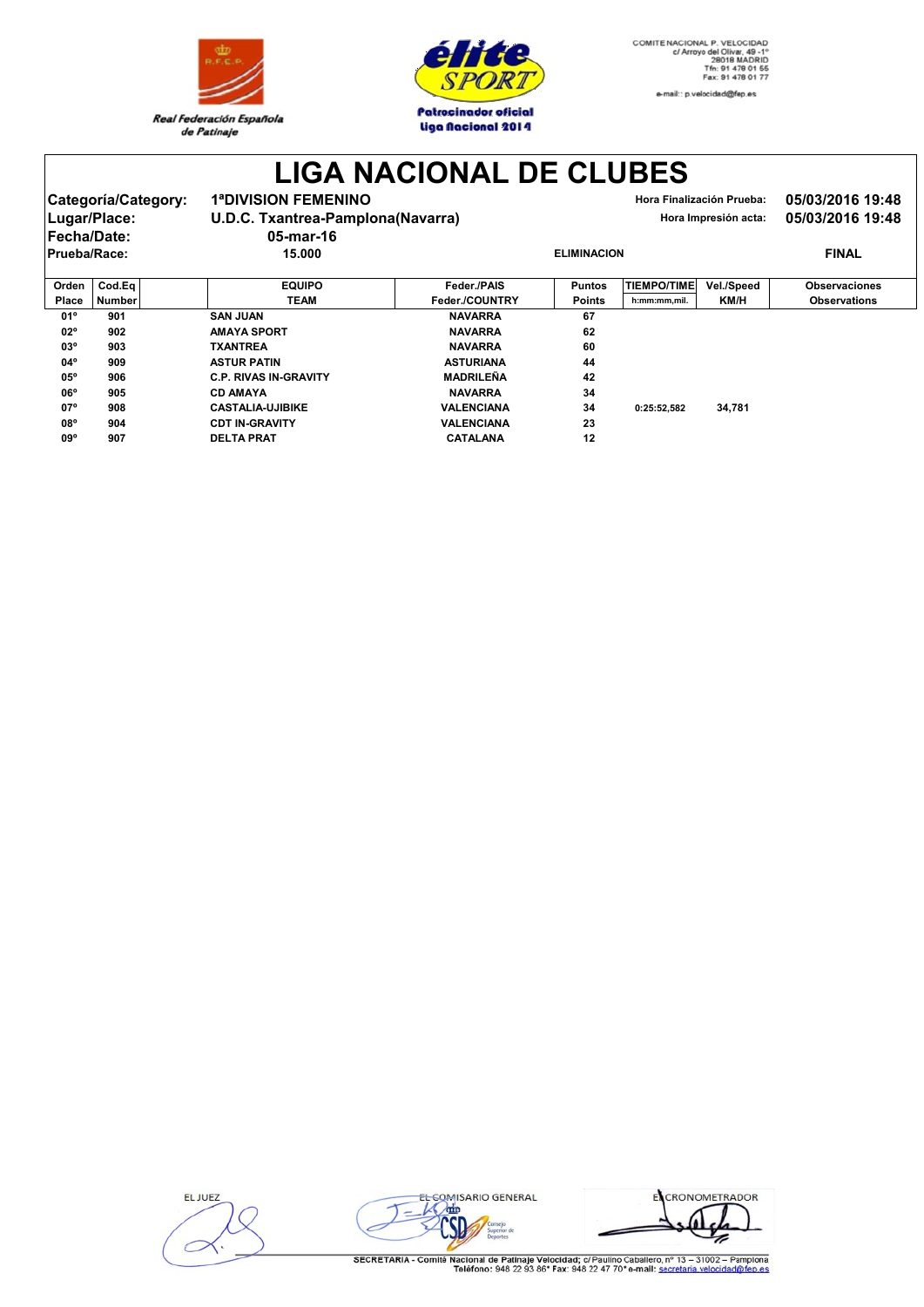Real Federación Española de Patinaje

Patrocinador oficial Liga Nacional 2014

COMITE NACIONAL P. VELOCIDAD
c/ Arroyo del Olivar, 49 -1º
28018 MADRID
Tfn: 91 478 01 55
Fax: 91 478 01 77
e-mail:: p.velocidad@fep.es

# LIGA NACIONAL DE CLUBES

**Categoría/Category:** 1ªDIVISION FEMENINO  
**Lugar/Place:** U.D.C. Txantrea-Pamplona(Navarra)  
**Fecha/Date:** 05-mar-16  
**Prueba/Race:** 15.000 ELIMINACION FINAL

Hora Finalización Prueba: 05/03/2016 19:48  
Hora Impresión acta: 05/03/2016 19:48

| Orden Place | Cod.Eq Number | EQUIPO TEAM | Feder./PAIS Feder./COUNTRY | Puntos Points | TIEMPO/TIME h:mm:mm,mil. | Vel./Speed KM/H | Observaciones Observations |
|---|---|---|---|---|---|---|---|
| 01º | 901 | SAN JUAN | NAVARRA | 67 | | | |
| 02º | 902 | AMAYA SPORT | NAVARRA | 62 | | | |
| 03º | 903 | TXANTREA | NAVARRA | 60 | | | |
| 04º | 909 | ASTUR PATIN | ASTURIANA | 44 | | | |
| 05º | 906 | C.P. RIVAS IN-GRAVITY | MADRILEÑA | 42 | | | |
| 06º | 905 | CD AMAYA | NAVARRA | 34 | | | |
| 07º | 908 | CASTALIA-UJIBIKE | VALENCIANA | 34 | 0:25:52,582 | 34,781 | |
| 08º | 904 | CDT IN-GRAVITY | VALENCIANA | 23 | | | |
| 09º | 907 | DELTA PRAT | CATALANA | 12 | | | |

EL JUEZ EL COMISARIO GENERAL EL CRONOMETRADOR

SECRETARIA - Comité Nacional de Patinaje Velocidad; c/ Paulino Caballero, nº 13 – 31002 – Pamplona
Teléfono: 948 22 93 86* Fax: 948 22 47 70* e-mail: secretaria.velocidad@fep.es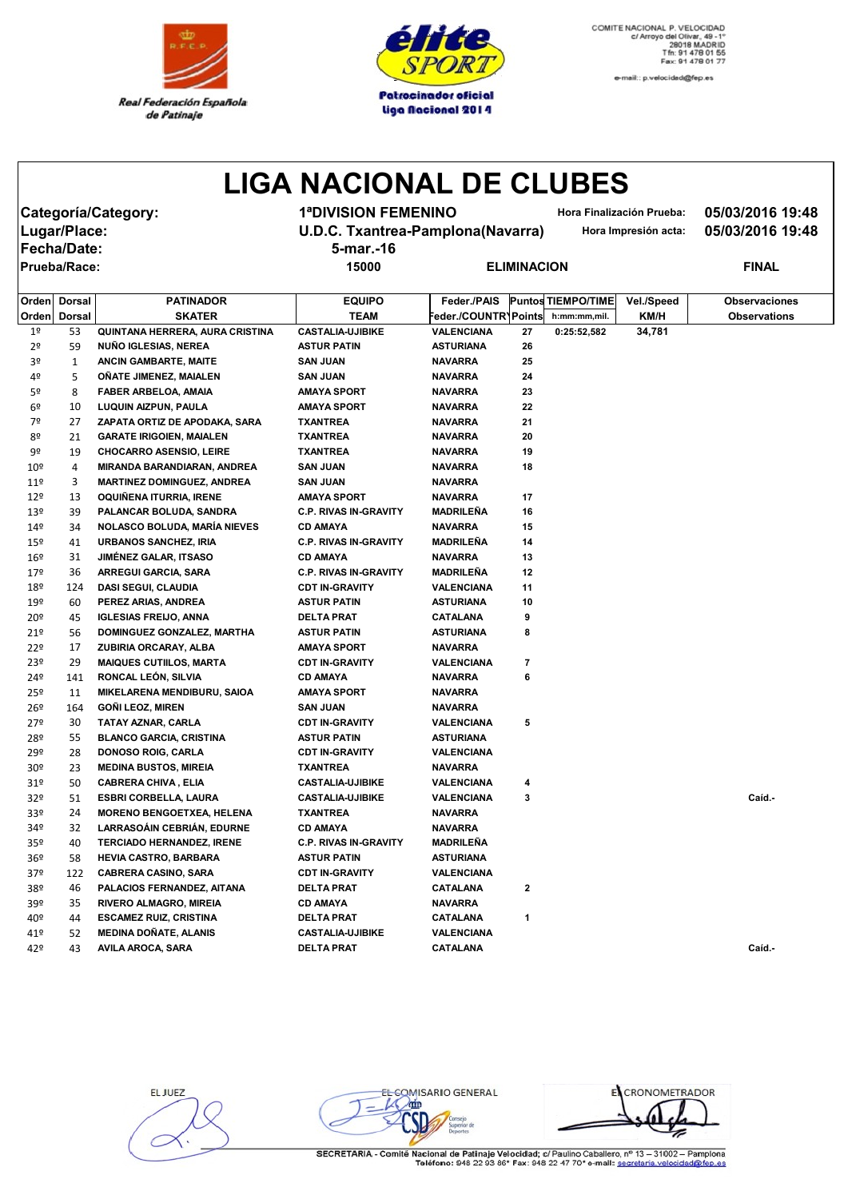Real Federación Española de Patinaje

**élite SPORT** — Patrocinador oficial Liga Nacional 2014

COMITE NACIONAL P. VELOCIDAD
c/ Arroyo del Olivar, 49 - 1º
28018 MADRID
Tfn: 91 478 01 55
Fax: 91 478 01 77

e-mail:: p.velocidad@fep.es

# LIGA NACIONAL DE CLUBES

**Categoría/Category:** 1ªDIVISION FEMENINO — **Hora Finalización Prueba:** 05/03/2016 19:48

**Lugar/Place:** U.D.C. Txantrea-Pamplona(Navarra) — **Hora Impresión acta:** 05/03/2016 19:48

**Fecha/Date:** 5-mar.-16

**Prueba/Race:** 15000 — ELIMINACION — FINAL

| Orden | Dorsal | PATINADOR | EQUIPO | Feder./PAIS | Puntos | TIEMPO/TIME | Vel./Speed | Observaciones |
|---|---|---|---|---|---|---|---|---|
| Orden | Dorsal | SKATER | TEAM | Feder./COUNTRY | Points | h:mm:mm,mil. | KM/H | Observations |
| 1º | 53 | QUINTANA HERRERA, AURA CRISTINA | CASTALIA-UJIBIKE | VALENCIANA | 27 | 0:25:52,582 | 34,781 | |
| 2º | 59 | NUÑO IGLESIAS, NEREA | ASTUR PATIN | ASTURIANA | 26 | | | |
| 3º | 1 | ANCIN GAMBARTE, MAITE | SAN JUAN | NAVARRA | 25 | | | |
| 4º | 5 | OÑATE JIMENEZ, MAIALEN | SAN JUAN | NAVARRA | 24 | | | |
| 5º | 8 | FABER ARBELOA, AMAIA | AMAYA SPORT | NAVARRA | 23 | | | |
| 6º | 10 | LUQUIN AIZPUN, PAULA | AMAYA SPORT | NAVARRA | 22 | | | |
| 7º | 27 | ZAPATA ORTIZ DE APODAKA, SARA | TXANTREA | NAVARRA | 21 | | | |
| 8º | 21 | GARATE IRIGOIEN, MAIALEN | TXANTREA | NAVARRA | 20 | | | |
| 9º | 19 | CHOCARRO ASENSIO, LEIRE | TXANTREA | NAVARRA | 19 | | | |
| 10º | 4 | MIRANDA BARANDIARAN, ANDREA | SAN JUAN | NAVARRA | 18 | | | |
| 11º | 3 | MARTINEZ DOMINGUEZ, ANDREA | SAN JUAN | NAVARRA | | | | |
| 12º | 13 | OQUIÑENA ITURRIA, IRENE | AMAYA SPORT | NAVARRA | 17 | | | |
| 13º | 39 | PALANCAR BOLUDA, SANDRA | C.P. RIVAS IN-GRAVITY | MADRILEÑA | 16 | | | |
| 14º | 34 | NOLASCO BOLUDA, MARÍA NIEVES | CD AMAYA | NAVARRA | 15 | | | |
| 15º | 41 | URBANOS SANCHEZ, IRIA | C.P. RIVAS IN-GRAVITY | MADRILEÑA | 14 | | | |
| 16º | 31 | JIMÉNEZ GALAR, ITSASO | CD AMAYA | NAVARRA | 13 | | | |
| 17º | 36 | ARREGUI GARCIA, SARA | C.P. RIVAS IN-GRAVITY | MADRILEÑA | 12 | | | |
| 18º | 124 | DASI SEGUI, CLAUDIA | CDT IN-GRAVITY | VALENCIANA | 11 | | | |
| 19º | 60 | PEREZ ARIAS, ANDREA | ASTUR PATIN | ASTURIANA | 10 | | | |
| 20º | 45 | IGLESIAS FREIJO, ANNA | DELTA PRAT | CATALANA | 9 | | | |
| 21º | 56 | DOMINGUEZ GONZALEZ, MARTHA | ASTUR PATIN | ASTURIANA | 8 | | | |
| 22º | 17 | ZUBIRIA ORCARAY, ALBA | AMAYA SPORT | NAVARRA | | | | |
| 23º | 29 | MAIQUES CUTIILOS, MARTA | CDT IN-GRAVITY | VALENCIANA | 7 | | | |
| 24º | 141 | RONCAL LEÓN, SILVIA | CD AMAYA | NAVARRA | 6 | | | |
| 25º | 11 | MIKELARENA MENDIBURU, SAIOA | AMAYA SPORT | NAVARRA | | | | |
| 26º | 164 | GOÑI LEOZ, MIREN | SAN JUAN | NAVARRA | | | | |
| 27º | 30 | TATAY AZNAR, CARLA | CDT IN-GRAVITY | VALENCIANA | 5 | | | |
| 28º | 55 | BLANCO GARCIA, CRISTINA | ASTUR PATIN | ASTURIANA | | | | |
| 29º | 28 | DONOSO ROIG, CARLA | CDT IN-GRAVITY | VALENCIANA | | | | |
| 30º | 23 | MEDINA BUSTOS, MIREIA | TXANTREA | NAVARRA | | | | |
| 31º | 50 | CABRERA CHIVA , ELIA | CASTALIA-UJIBIKE | VALENCIANA | 4 | | | |
| 32º | 51 | ESBRI CORBELLA, LAURA | CASTALIA-UJIBIKE | VALENCIANA | 3 | | | Caíd.- |
| 33º | 24 | MORENO BENGOETXEA, HELENA | TXANTREA | NAVARRA | | | | |
| 34º | 32 | LARRASOÁIN CEBRIÁN, EDURNE | CD AMAYA | NAVARRA | | | | |
| 35º | 40 | TERCIADO HERNANDEZ, IRENE | C.P. RIVAS IN-GRAVITY | MADRILEÑA | | | | |
| 36º | 58 | HEVIA CASTRO, BARBARA | ASTUR PATIN | ASTURIANA | | | | |
| 37º | 122 | CABRERA CASINO, SARA | CDT IN-GRAVITY | VALENCIANA | | | | |
| 38º | 46 | PALACIOS FERNANDEZ, AITANA | DELTA PRAT | CATALANA | 2 | | | |
| 39º | 35 | RIVERO ALMAGRO, MIREIA | CD AMAYA | NAVARRA | | | | |
| 40º | 44 | ESCAMEZ RUIZ, CRISTINA | DELTA PRAT | CATALANA | 1 | | | |
| 41º | 52 | MEDINA DOÑATE, ALANIS | CASTALIA-UJIBIKE | VALENCIANA | | | | |
| 42º | 43 | AVILA AROCA, SARA | DELTA PRAT | CATALANA | | | | Caíd.- |

EL JUEZ — EL COMISARIO GENERAL — EL CRONOMETRADOR

SECRETARIA.- Comité Nacional de Patinaje Velocidad; c/ Paulino Caballero, nº 13 – 31002 – Pamplona
Teléfono: 948 22 93 86* Fax: 948 22 47 70* e-mail: secretaria.velocidad@fep.es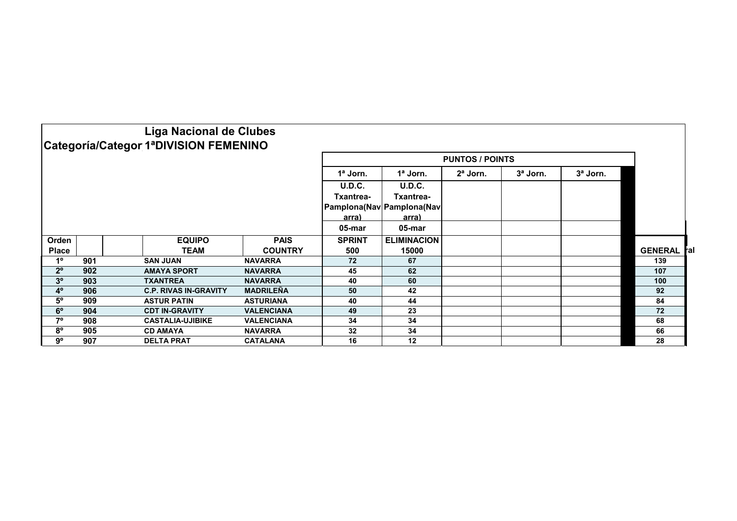## Liga Nacional de Clubes

**Categoría/Categor 1ªDIVISION FEMENINO**

| | | | | | PUNTOS / POINTS | | | | | | |
|---|---|---|---|---|---|---|---|---|---|---|---|
| | | | | | 1ª Jorn. | 1ª Jorn. | 2ª Jorn. | 3ª Jorn. | 3ª Jorn. | | |
| | | | | | U.D.C. Txantrea-Pamplona(Navarra) | U.D.C. Txantrea-Pamplona(Navarra) | | | | | |
| | | | | | 05-mar | 05-mar | | | | | |
| Orden Place | | | EQUIPO TEAM | PAIS COUNTRY | SPRINT 500 | ELIMINACION 15000 | | | | | GENERAL |
| 1º | 901 | | SAN JUAN | NAVARRA | 72 | 67 | | | | | 139 |
| 2º | 902 | | AMAYA SPORT | NAVARRA | 45 | 62 | | | | | 107 |
| 3º | 903 | | TXANTREA | NAVARRA | 40 | 60 | | | | | 100 |
| 4º | 906 | | C.P. RIVAS IN-GRAVITY | MADRILEÑA | 50 | 42 | | | | | 92 |
| 5º | 909 | | ASTUR PATIN | ASTURIANA | 40 | 44 | | | | | 84 |
| 6º | 904 | | CDT IN-GRAVITY | VALENCIANA | 49 | 23 | | | | | 72 |
| 7º | 908 | | CASTALIA-UJIBIKE | VALENCIANA | 34 | 34 | | | | | 68 |
| 8º | 905 | | CD AMAYA | NAVARRA | 32 | 34 | | | | | 66 |
| 9º | 907 | | DELTA PRAT | CATALANA | 16 | 12 | | | | | 28 |